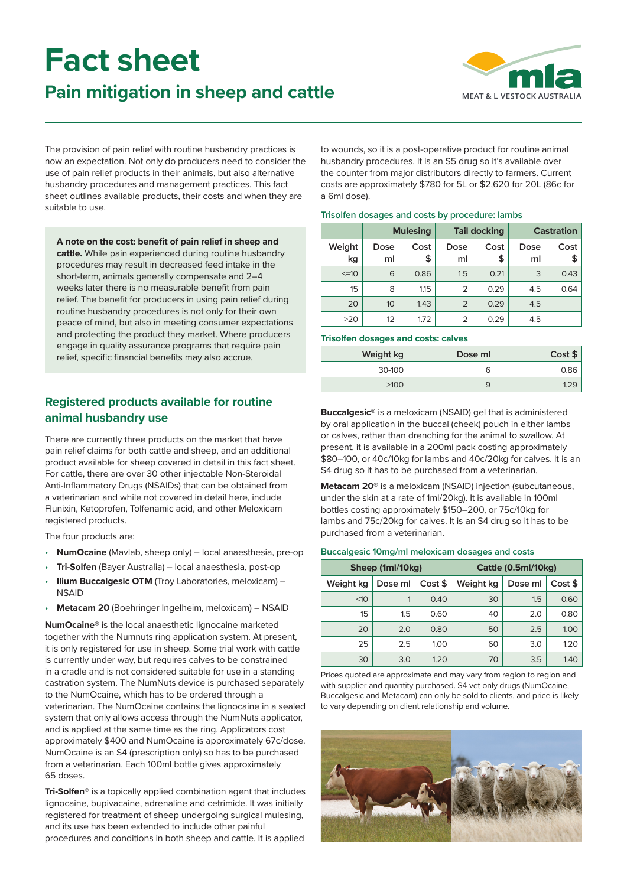# Fact sheet

## Pain mitigation in sheep and cattle

The provision of pain relief with routine husbandry practices is now an expectation. Not only do producers need to consider the use of pain relief products in their animals, but also alternative husbandry procedures and management practices. This fact sheet outlines available products, their costs and when they are suitable to use.

**A note on the cost: benefit of pain relief in sheep and cattle.** While pain experienced during routine husbandry procedures may result in decreased feed intake in the short-term, animals generally compensate and 2–4 weeks later there is no measurable benefit from pain relief. The benefit for producers in using pain relief during routine husbandry procedures is not only for their own peace of mind, but also in meeting consumer expectations and protecting the product they market. Where producers engage in quality assurance programs that require pain relief, specific financial benefits may also accrue.

## Registered products available for routine animal husbandry use

There are currently three products on the market that have pain relief claims for both cattle and sheep, and an additional product available for sheep covered in detail in this fact sheet. For cattle, there are over 30 other injectable Non-Steroidal Anti-Inflammatory Drugs (NSAIDs) that can be obtained from a veterinarian and while not covered in detail here, include Flunixin, Ketoprofen, Tolfenamic acid, and other Meloxicam registered products.

The four products are:

- **NumOcaine** (Mavlab, sheep only) – local anaesthesia, pre-op
- **Tri-Solfen** (Bayer Australia) – local anaesthesia, post-op
- **Ilium Buccalgesic OTM** (Troy Laboratories, meloxicam) – NSAID
- **Metacam 20** (Boehringer Ingelheim, meloxicam) – NSAID

**NumOcaine**® is the local anaesthetic lignocaine marketed together with the Numnuts ring application system. At present, it is only registered for use in sheep. Some trial work with cattle is currently under way, but requires calves to be constrained in a cradle and is not considered suitable for use in a standing castration system. The NumNuts device is purchased separately to the NumOcaine, which has to be ordered through a veterinarian. The NumOcaine contains the lignocaine in a sealed system that only allows access through the NumNuts applicator, and is applied at the same time as the ring. Applicators cost approximately $400 and NumOcaine is approximately 67c/dose. NumOcaine is an S4 (prescription only) so has to be purchased from a veterinarian. Each 100ml bottle gives approximately 65 doses.

**Tri-Solfen**® is a topically applied combination agent that includes lignocaine, bupivacaine, adrenaline and cetrimide. It was initially registered for treatment of sheep undergoing surgical mulesing, and its use has been extended to include other painful procedures and conditions in both sheep and cattle. It is applied to wounds, so it is a post-operative product for routine animal husbandry procedures. It is an S5 drug so it's available over the counter from major distributors directly to farmers. Current costs are approximately $780 for 5L or $2,620 for 20L (86c for a 6ml dose).

**Trisolfen dosages and costs by procedure: lambs**

| | Mulesing | | Tail docking | | Castration | |
|---|---|---|---|---|---|---|
| Weight kg | Dose ml | Cost $ | Dose ml | Cost $ | Dose ml | Cost $ |
| <=10 | 6 | 0.86 | 1.5 | 0.21 | 3 | 0.43 |
| 15 | 8 | 1.15 | 2 | 0.29 | 4.5 | 0.64 |
| 20 | 10 | 1.43 | 2 | 0.29 | 4.5 | |
| >20 | 12 | 1.72 | 2 | 0.29 | 4.5 | |

**Trisolfen dosages and costs: calves**

| Weight kg | Dose ml | Cost $ |
|---|---|---|
| 30-100 | 6 | 0.86 |
| >100 | 9 | 1.29 |

**Buccalgesic**® is a meloxicam (NSAID) gel that is administered by oral application in the buccal (cheek) pouch in either lambs or calves, rather than drenching for the animal to swallow. At present, it is available in a 200ml pack costing approximately $80–100, or 40c/10kg for lambs and 40c/20kg for calves. It is an S4 drug so it has to be purchased from a veterinarian.

**Metacam 20**® is a meloxicam (NSAID) injection (subcutaneous, under the skin at a rate of 1ml/20kg). It is available in 100ml bottles costing approximately $150–200, or 75c/10kg for lambs and 75c/20kg for calves. It is an S4 drug so it has to be purchased from a veterinarian.

**Buccalgesic 10mg/ml meloxicam dosages and costs**

| Sheep (1ml/10kg) | | | Cattle (0.5ml/10kg) | | |
|---|---|---|---|---|---|
| Weight kg | Dose ml | Cost $ | Weight kg | Dose ml | Cost $ |
| <10 | 1 | 0.40 | 30 | 1.5 | 0.60 |
| 15 | 1.5 | 0.60 | 40 | 2.0 | 0.80 |
| 20 | 2.0 | 0.80 | 50 | 2.5 | 1.00 |
| 25 | 2.5 | 1.00 | 60 | 3.0 | 1.20 |
| 30 | 3.0 | 1.20 | 70 | 3.5 | 1.40 |

Prices quoted are approximate and may vary from region to region and with supplier and quantity purchased. S4 vet only drugs (NumOcaine, Buccalgesic and Metacam) can only be sold to clients, and price is likely to vary depending on client relationship and volume.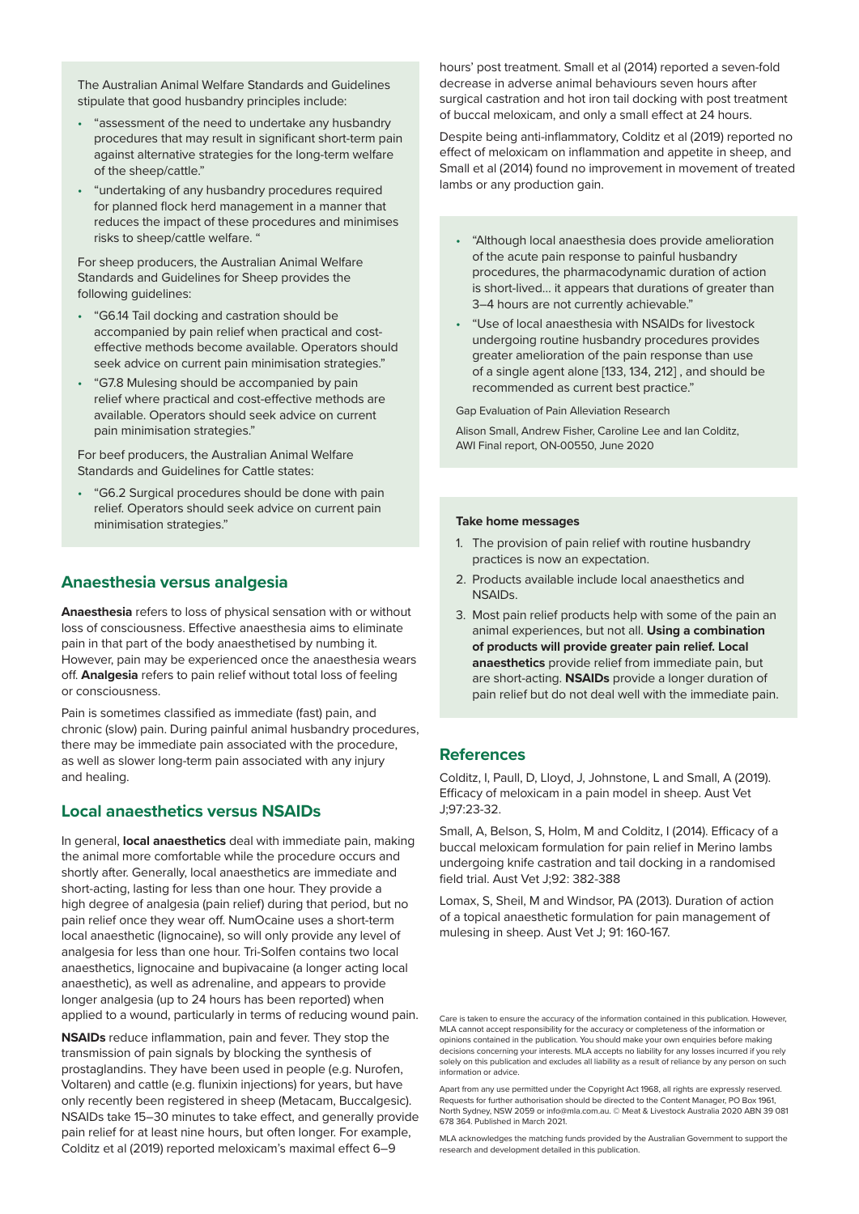The Australian Animal Welfare Standards and Guidelines stipulate that good husbandry principles include:

- "assessment of the need to undertake any husbandry procedures that may result in significant short-term pain against alternative strategies for the long-term welfare of the sheep/cattle."
- "undertaking of any husbandry procedures required for planned flock herd management in a manner that reduces the impact of these procedures and minimises risks to sheep/cattle welfare. "

For sheep producers, the Australian Animal Welfare Standards and Guidelines for Sheep provides the following guidelines:

- "G6.14 Tail docking and castration should be accompanied by pain relief when practical and cost-effective methods become available. Operators should seek advice on current pain minimisation strategies."
- "G7.8 Mulesing should be accompanied by pain relief where practical and cost-effective methods are available. Operators should seek advice on current pain minimisation strategies."

For beef producers, the Australian Animal Welfare Standards and Guidelines for Cattle states:

- "G6.2 Surgical procedures should be done with pain relief. Operators should seek advice on current pain minimisation strategies."

## Anaesthesia versus analgesia

**Anaesthesia** refers to loss of physical sensation with or without loss of consciousness. Effective anaesthesia aims to eliminate pain in that part of the body anaesthetised by numbing it. However, pain may be experienced once the anaesthesia wears off. **Analgesia** refers to pain relief without total loss of feeling or consciousness.

Pain is sometimes classified as immediate (fast) pain, and chronic (slow) pain. During painful animal husbandry procedures, there may be immediate pain associated with the procedure, as well as slower long-term pain associated with any injury and healing.

## Local anaesthetics versus NSAIDs

In general, **local anaesthetics** deal with immediate pain, making the animal more comfortable while the procedure occurs and shortly after. Generally, local anaesthetics are immediate and short-acting, lasting for less than one hour. They provide a high degree of analgesia (pain relief) during that period, but no pain relief once they wear off. NumOcaine uses a short-term local anaesthetic (lignocaine), so will only provide any level of analgesia for less than one hour. Tri-Solfen contains two local anaesthetics, lignocaine and bupivacaine (a longer acting local anaesthetic), as well as adrenaline, and appears to provide longer analgesia (up to 24 hours has been reported) when applied to a wound, particularly in terms of reducing wound pain.

**NSAIDs** reduce inflammation, pain and fever. They stop the transmission of pain signals by blocking the synthesis of prostaglandins. They have been used in people (e.g. Nurofen, Voltaren) and cattle (e.g. flunixin injections) for years, but have only recently been registered in sheep (Metacam, Buccalgesic). NSAIDs take 15–30 minutes to take effect, and generally provide pain relief for at least nine hours, but often longer. For example, Colditz et al (2019) reported meloxicam's maximal effect 6–9 hours' post treatment. Small et al (2014) reported a seven-fold decrease in adverse animal behaviours seven hours after surgical castration and hot iron tail docking with post treatment of buccal meloxicam, and only a small effect at 24 hours.

Despite being anti-inflammatory, Colditz et al (2019) reported no effect of meloxicam on inflammation and appetite in sheep, and Small et al (2014) found no improvement in movement of treated lambs or any production gain.

- "Although local anaesthesia does provide amelioration of the acute pain response to painful husbandry procedures, the pharmacodynamic duration of action is short-lived… it appears that durations of greater than 3–4 hours are not currently achievable."
- "Use of local anaesthesia with NSAIDs for livestock undergoing routine husbandry procedures provides greater amelioration of the pain response than use of a single agent alone [133, 134, 212] , and should be recommended as current best practice."

Gap Evaluation of Pain Alleviation Research

Alison Small, Andrew Fisher, Caroline Lee and Ian Colditz, AWI Final report, ON-00550, June 2020

**Take home messages**

1. The provision of pain relief with routine husbandry practices is now an expectation.
2. Products available include local anaesthetics and NSAIDs.
3. Most pain relief products help with some of the pain an animal experiences, but not all. **Using a combination of products will provide greater pain relief. Local anaesthetics** provide relief from immediate pain, but are short-acting. **NSAIDs** provide a longer duration of pain relief but do not deal well with the immediate pain.

## References

Colditz, I, Paull, D, Lloyd, J, Johnstone, L and Small, A (2019). Efficacy of meloxicam in a pain model in sheep. Aust Vet J;97:23-32.

Small, A, Belson, S, Holm, M and Colditz, I (2014). Efficacy of a buccal meloxicam formulation for pain relief in Merino lambs undergoing knife castration and tail docking in a randomised field trial. Aust Vet J;92: 382-388

Lomax, S, Sheil, M and Windsor, PA (2013). Duration of action of a topical anaesthetic formulation for pain management of mulesing in sheep. Aust Vet J; 91: 160-167.

Care is taken to ensure the accuracy of the information contained in this publication. However, MLA cannot accept responsibility for the accuracy or completeness of the information or opinions contained in the publication. You should make your own enquiries before making decisions concerning your interests. MLA accepts no liability for any losses incurred if you rely solely on this publication and excludes all liability as a result of reliance by any person on such information or advice.

Apart from any use permitted under the Copyright Act 1968, all rights are expressly reserved. Requests for further authorisation should be directed to the Content Manager, PO Box 1961, North Sydney, NSW 2059 or info@mla.com.au. © Meat & Livestock Australia 2020 ABN 39 081 678 364. Published in March 2021.

MLA acknowledges the matching funds provided by the Australian Government to support the research and development detailed in this publication.